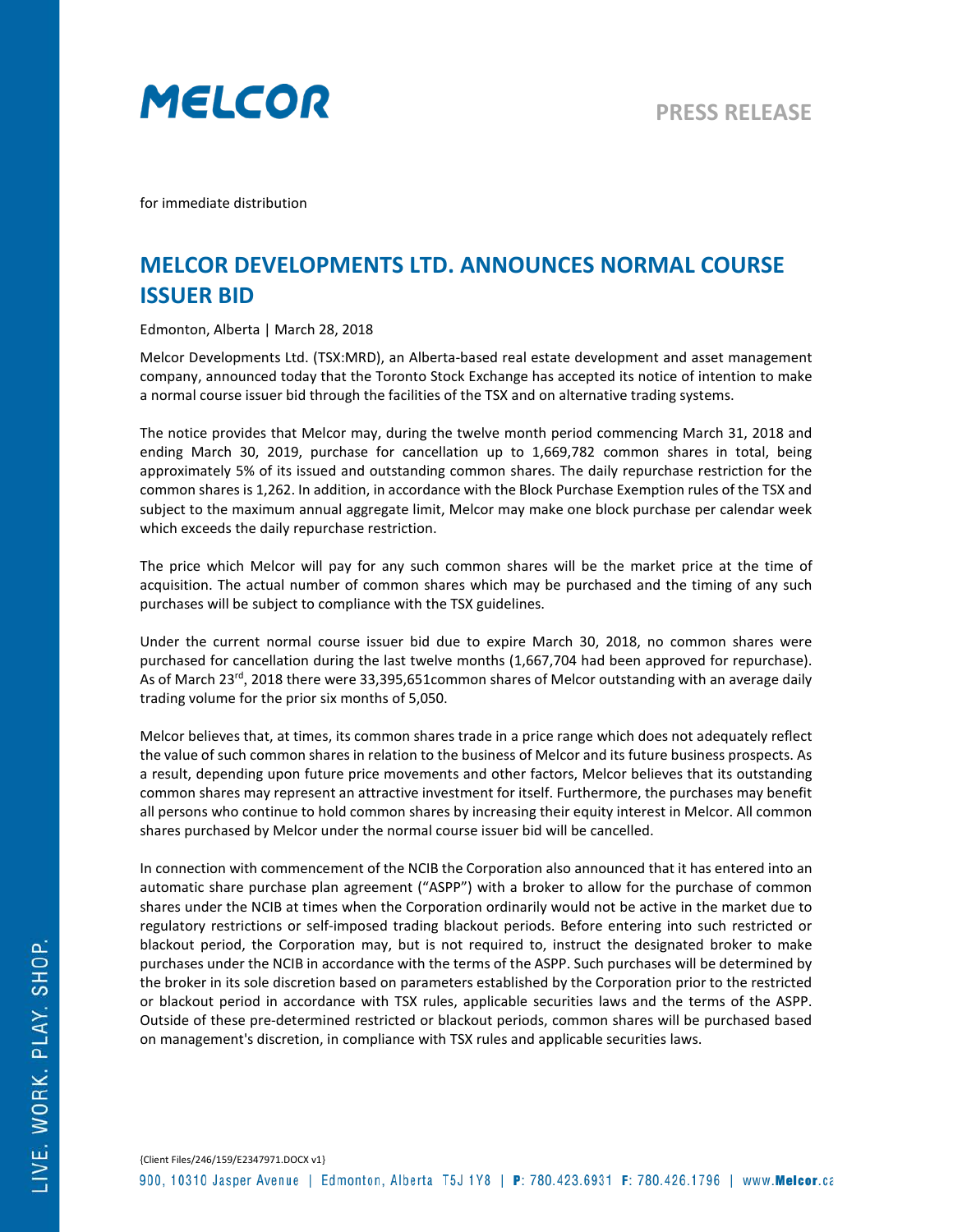MELCOR

PRESS RELEASE

for immediate distribution

# MELCOR DEVELOPMENTS LTD. ANNOUNCES NORMAL COURSE ISSUER BID

Edmonton, Alberta | March 28, 2018

Melcor Developments Ltd. (TSX:MRD), an Alberta-based real estate development and asset management company, announced today that the Toronto Stock Exchange has accepted its notice of intention to make a normal course issuer bid through the facilities of the TSX and on alternative trading systems.

The notice provides that Melcor may, during the twelve month period commencing March 31, 2018 and ending March 30, 2019, purchase for cancellation up to 1,669,782 common shares in total, being approximately 5% of its issued and outstanding common shares. The daily repurchase restriction for the common shares is 1,262. In addition, in accordance with the Block Purchase Exemption rules of the TSX and subject to the maximum annual aggregate limit, Melcor may make one block purchase per calendar week which exceeds the daily repurchase restriction.

The price which Melcor will pay for any such common shares will be the market price at the time of acquisition. The actual number of common shares which may be purchased and the timing of any such purchases will be subject to compliance with the TSX guidelines.

Under the current normal course issuer bid due to expire March 30, 2018, no common shares were purchased for cancellation during the last twelve months (1,667,704 had been approved for repurchase). As of March 23rd, 2018 there were 33,395,651common shares of Melcor outstanding with an average daily trading volume for the prior six months of 5,050.

Melcor believes that, at times, its common shares trade in a price range which does not adequately reflect the value of such common shares in relation to the business of Melcor and its future business prospects. As a result, depending upon future price movements and other factors, Melcor believes that its outstanding common shares may represent an attractive investment for itself. Furthermore, the purchases may benefit all persons who continue to hold common shares by increasing their equity interest in Melcor. All common shares purchased by Melcor under the normal course issuer bid will be cancelled.

In connection with commencement of the NCIB the Corporation also announced that it has entered into an automatic share purchase plan agreement ("ASPP") with a broker to allow for the purchase of common shares under the NCIB at times when the Corporation ordinarily would not be active in the market due to regulatory restrictions or self-imposed trading blackout periods. Before entering into such restricted or blackout period, the Corporation may, but is not required to, instruct the designated broker to make purchases under the NCIB in accordance with the terms of the ASPP. Such purchases will be determined by the broker in its sole discretion based on parameters established by the Corporation prior to the restricted or blackout period in accordance with TSX rules, applicable securities laws and the terms of the ASPP. Outside of these pre-determined restricted or blackout periods, common shares will be purchased based on management's discretion, in compliance with TSX rules and applicable securities laws.

{Client Files/246/159/E2347971.DOCX v1}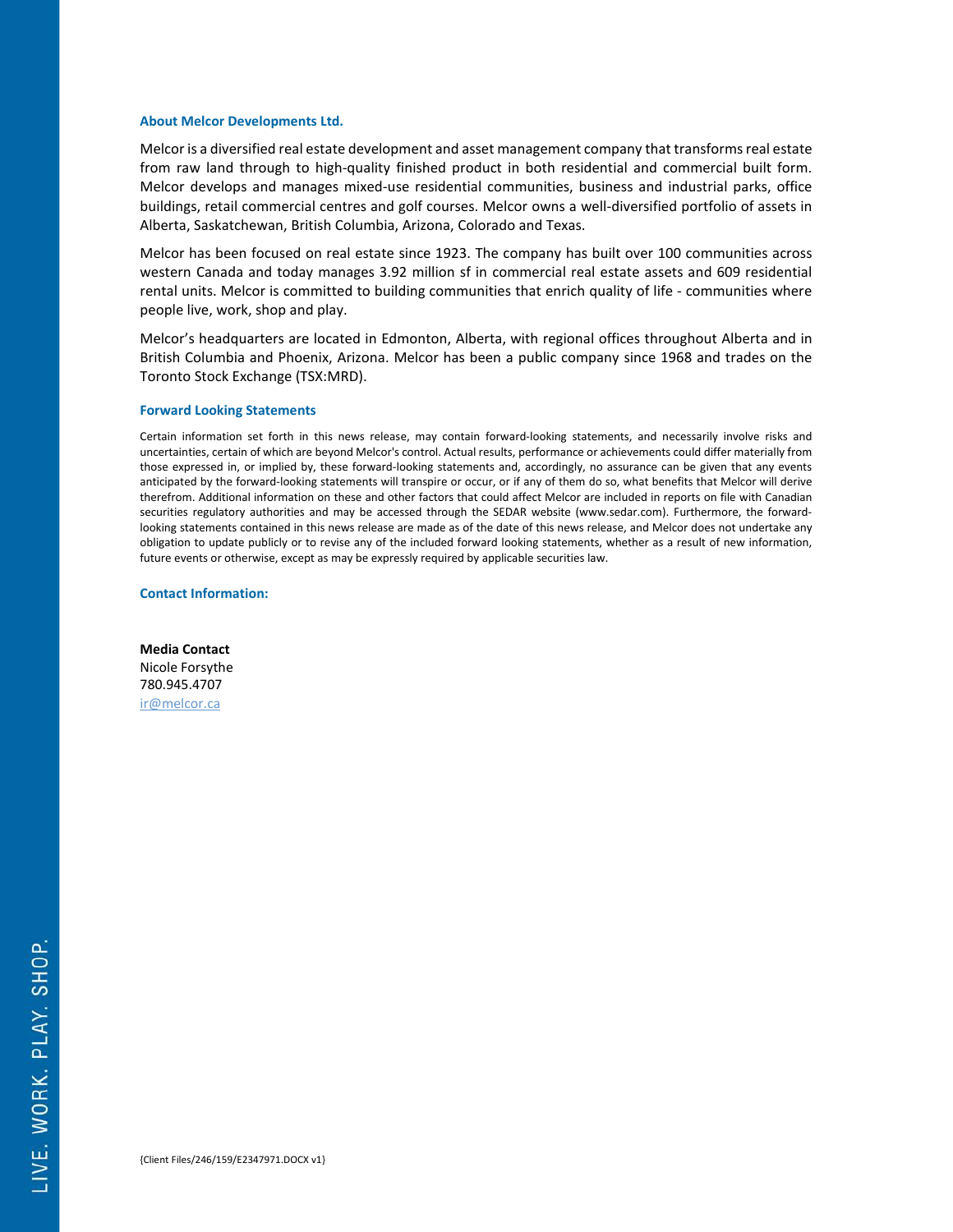### About Melcor Developments Ltd.

Melcor is a diversified real estate development and asset management company that transforms real estate from raw land through to high-quality finished product in both residential and commercial built form. Melcor develops and manages mixed-use residential communities, business and industrial parks, office buildings, retail commercial centres and golf courses. Melcor owns a well-diversified portfolio of assets in Alberta, Saskatchewan, British Columbia, Arizona, Colorado and Texas.

Melcor has been focused on real estate since 1923. The company has built over 100 communities across western Canada and today manages 3.92 million sf in commercial real estate assets and 609 residential rental units. Melcor is committed to building communities that enrich quality of life - communities where people live, work, shop and play.

Melcor's headquarters are located in Edmonton, Alberta, with regional offices throughout Alberta and in British Columbia and Phoenix, Arizona. Melcor has been a public company since 1968 and trades on the Toronto Stock Exchange (TSX:MRD).

### Forward Looking Statements

Certain information set forth in this news release, may contain forward-looking statements, and necessarily involve risks and uncertainties, certain of which are beyond Melcor's control. Actual results, performance or achievements could differ materially from those expressed in, or implied by, these forward-looking statements and, accordingly, no assurance can be given that any events anticipated by the forward-looking statements will transpire or occur, or if any of them do so, what benefits that Melcor will derive therefrom. Additional information on these and other factors that could affect Melcor are included in reports on file with Canadian securities regulatory authorities and may be accessed through the SEDAR website (www.sedar.com). Furthermore, the forward-looking statements contained in this news release are made as of the date of this news release, and Melcor does not undertake any obligation to update publicly or to revise any of the included forward looking statements, whether as a result of new information, future events or otherwise, except as may be expressly required by applicable securities law.

### Contact Information:

**Media Contact**
Nicole Forsythe
780.945.4707
ir@melcor.ca

{Client Files/246/159/E2347971.DOCX v1}

LIVE. WORK. PLAY. SHOP.